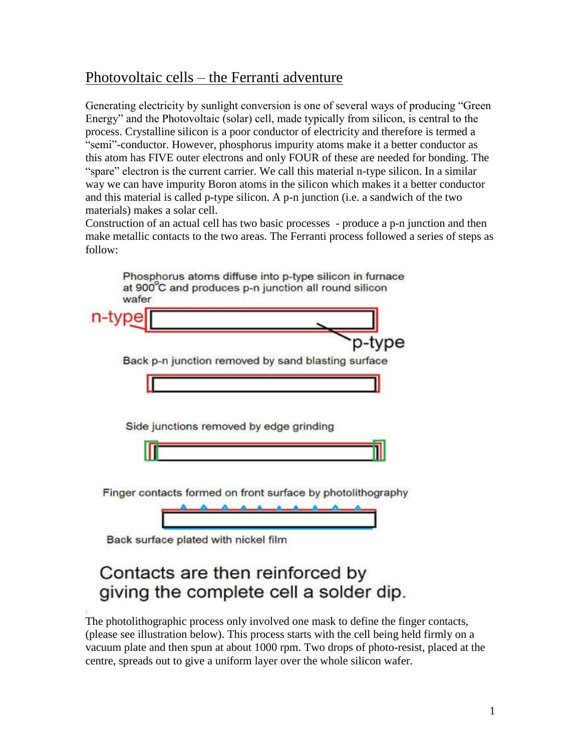# Photovoltaic cells – the Ferranti adventure

Generating electricity by sunlight conversion is one of several ways of producing "Green Energy" and the Photovoltaic (solar) cell, made typically from silicon, is central to the process. Crystalline silicon is a poor conductor of electricity and therefore is termed a "semi"-conductor. However, phosphorus impurity atoms make it a better conductor as this atom has FIVE outer electrons and only FOUR of these are needed for bonding. The "spare" electron is the current carrier. We call this material n-type silicon. In a similar way we can have impurity Boron atoms in the silicon which makes it a better conductor and this material is called p-type silicon. A p-n junction (i.e. a sandwich of the two materials) makes a solar cell.

Construction of an actual cell has two basic processes - produce a p-n junction and then make metallic contacts to the two areas. The Ferranti process followed a series of steps as follow:

Phosphorus atoms diffuse into p-type silicon in furnace at 900°C and produces p-n junction all round silicon wafer

n-type

p-type

Back p-n junction removed by sand blasting surface

Side junctions removed by edge grinding

Finger contacts formed on front surface by photolithography

Back surface plated with nickel film

Contacts are then reinforced by giving the complete cell a solder dip.

The photolithographic process only involved one mask to define the finger contacts, (please see illustration below). This process starts with the cell being held firmly on a vacuum plate and then spun at about 1000 rpm. Two drops of photo-resist, placed at the centre, spreads out to give a uniform layer over the whole silicon wafer.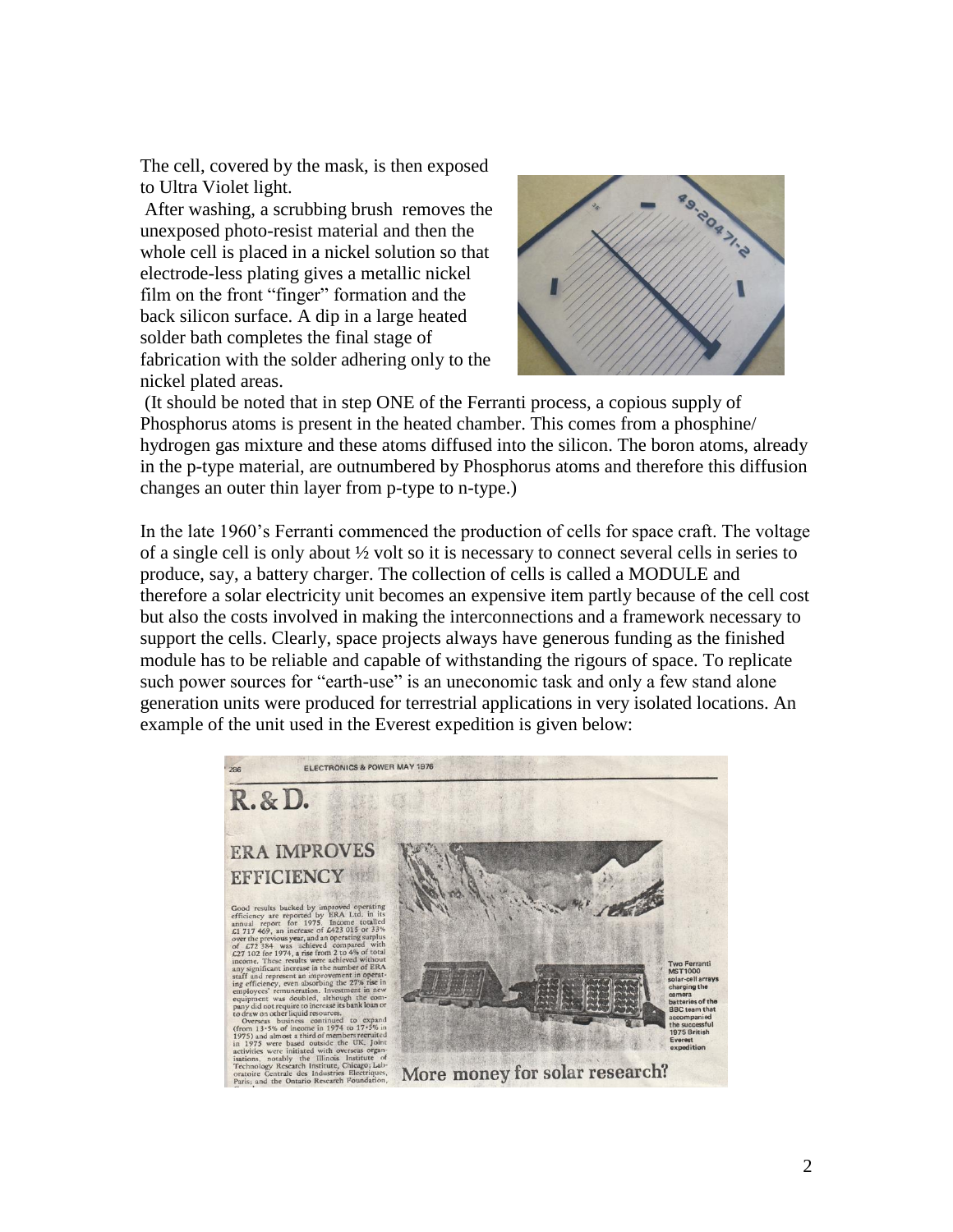The cell, covered by the mask, is then exposed to Ultra Violet light.

After washing, a scrubbing brush removes the unexposed photo-resist material and then the whole cell is placed in a nickel solution so that electrode-less plating gives a metallic nickel film on the front "finger" formation and the back silicon surface. A dip in a large heated solder bath completes the final stage of fabrication with the solder adhering only to the nickel plated areas.

(It should be noted that in step ONE of the Ferranti process, a copious supply of Phosphorus atoms is present in the heated chamber. This comes from a phosphine/ hydrogen gas mixture and these atoms diffused into the silicon. The boron atoms, already in the p-type material, are outnumbered by Phosphorus atoms and therefore this diffusion changes an outer thin layer from p-type to n-type.)

In the late 1960's Ferranti commenced the production of cells for space craft. The voltage of a single cell is only about ½ volt so it is necessary to connect several cells in series to produce, say, a battery charger. The collection of cells is called a MODULE and therefore a solar electricity unit becomes an expensive item partly because of the cell cost but also the costs involved in making the interconnections and a framework necessary to support the cells. Clearly, space projects always have generous funding as the finished module has to be reliable and capable of withstanding the rigours of space. To replicate such power sources for "earth-use" is an uneconomic task and only a few stand alone generation units were produced for terrestrial applications in very isolated locations. An example of the unit used in the Everest expedition is given below:

286 ELECTRONICS & POWER MAY 1976

# R. & D.

## ERA IMPROVES EFFICIENCY

Good results backed by improved operating efficiency are reported by ERA Ltd. in its annual report for 1975. Income totalled £1 717 469, an increase of £423 015 or 33% over the previous year, and an operating surplus of £72 384 was achieved compared with £27 102 for 1974, a rise from 2 to 4% of total income. These results were achieved without any significant increase in the number of ERA staff and represent an improvement in operating efficiency, even absorbing the 27% rise in employees' remuneration. Investment in new equipment was doubled, although the company did not require to increase its bank loan or to draw on other liquid resources.

Overseas business continued to expand (from 13·5% of income in 1974 to 17·5% in 1975) and almost a third of members recruited in 1975 were based outside the UK. Joint activities were initiated with overseas organisations, notably the Illinois Institute of Technology Research Institute, Chicago; Laboratoire Centrale des Industries Electriques, Paris; and the Ontario Research Foundation,

Two Ferranti MST1000 solar-cell arrays charging the camera batteries of the BBC team that accompanied the successful 1975 British Everest expedition

More money for solar research?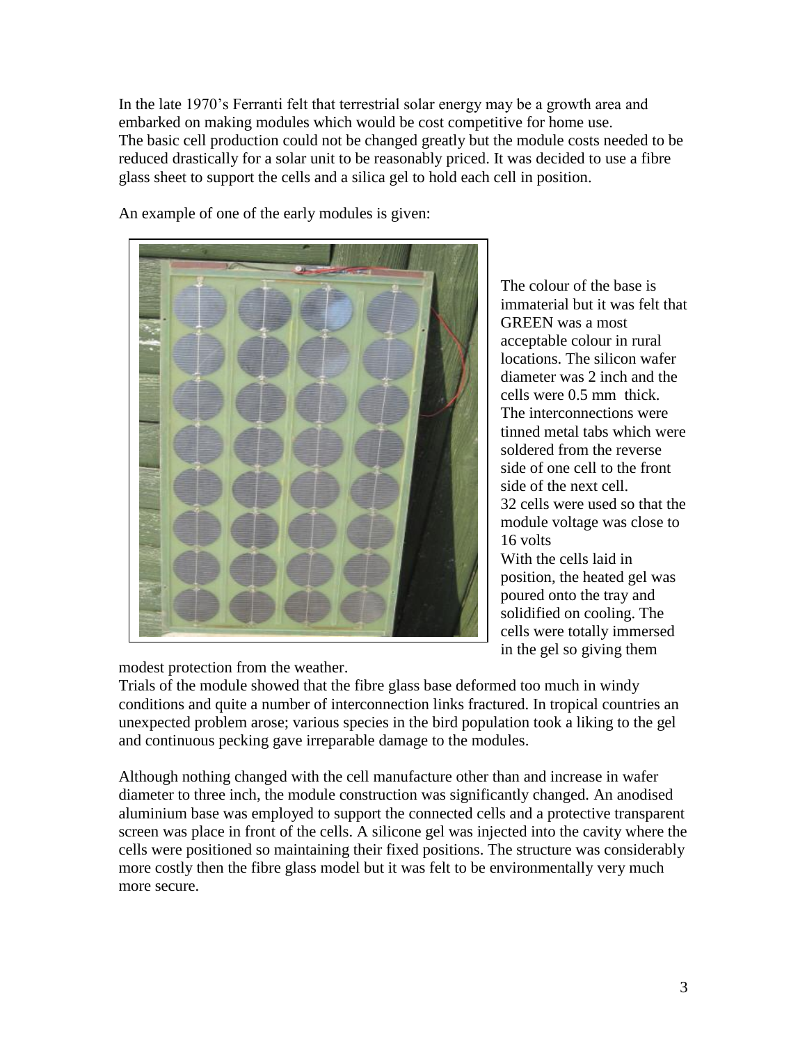In the late 1970's Ferranti felt that terrestrial solar energy may be a growth area and embarked on making modules which would be cost competitive for home use.
The basic cell production could not be changed greatly but the module costs needed to be reduced drastically for a solar unit to be reasonably priced. It was decided to use a fibre glass sheet to support the cells and a silica gel to hold each cell in position.

An example of one of the early modules is given:

The colour of the base is immaterial but it was felt that GREEN was a most acceptable colour in rural locations. The silicon wafer diameter was 2 inch and the cells were 0.5 mm thick. The interconnections were tinned metal tabs which were soldered from the reverse side of one cell to the front side of the next cell.
32 cells were used so that the module voltage was close to 16 volts
With the cells laid in position, the heated gel was poured onto the tray and solidified on cooling. The cells were totally immersed in the gel so giving them modest protection from the weather.
Trials of the module showed that the fibre glass base deformed too much in windy conditions and quite a number of interconnection links fractured. In tropical countries an unexpected problem arose; various species in the bird population took a liking to the gel and continuous pecking gave irreparable damage to the modules.

Although nothing changed with the cell manufacture other than and increase in wafer diameter to three inch, the module construction was significantly changed. An anodised aluminium base was employed to support the connected cells and a protective transparent screen was place in front of the cells. A silicone gel was injected into the cavity where the cells were positioned so maintaining their fixed positions. The structure was considerably more costly then the fibre glass model but it was felt to be environmentally very much more secure.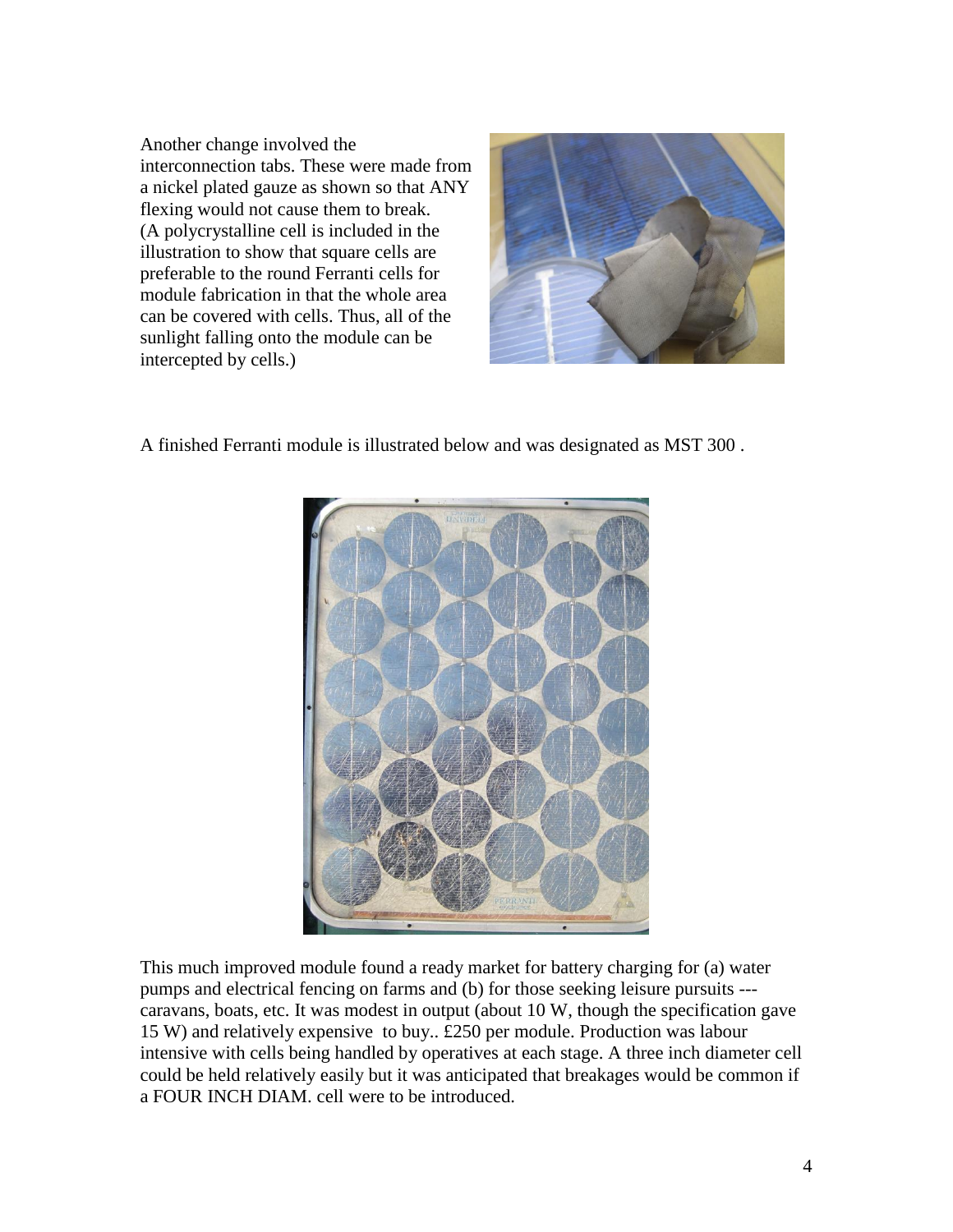Another change involved the interconnection tabs. These were made from a nickel plated gauze as shown so that ANY flexing would not cause them to break. (A polycrystalline cell is included in the illustration to show that square cells are preferable to the round Ferranti cells for module fabrication in that the whole area can be covered with cells. Thus, all of the sunlight falling onto the module can be intercepted by cells.)

A finished Ferranti module is illustrated below and was designated as MST 300 .

This much improved module found a ready market for battery charging for (a) water pumps and electrical fencing on farms and (b) for those seeking leisure pursuits --- caravans, boats, etc. It was modest in output (about 10 W, though the specification gave 15 W) and relatively expensive to buy.. £250 per module. Production was labour intensive with cells being handled by operatives at each stage. A three inch diameter cell could be held relatively easily but it was anticipated that breakages would be common if a FOUR INCH DIAM. cell were to be introduced.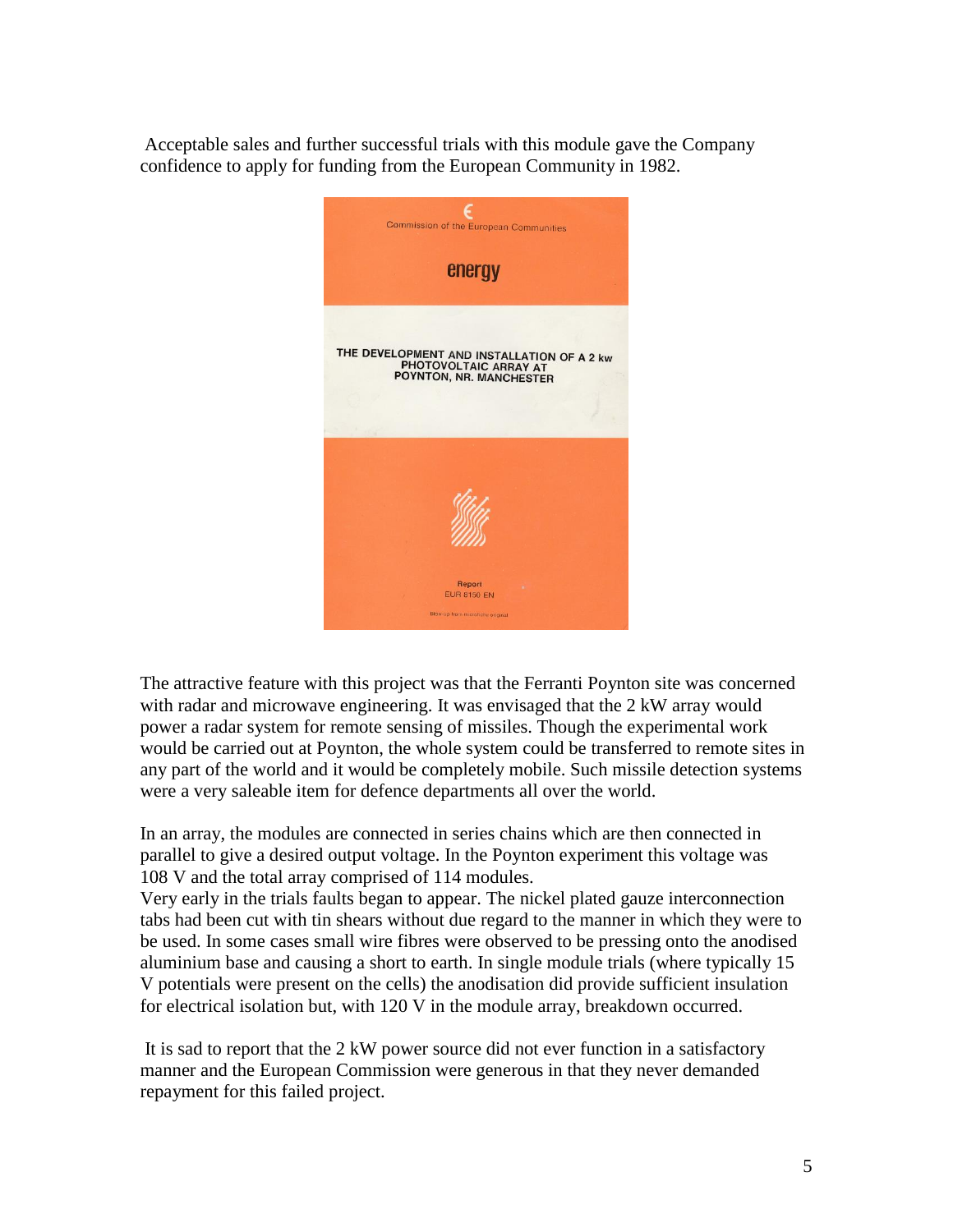Acceptable sales and further successful trials with this module gave the Company confidence to apply for funding from the European Community in 1982.

Commission of the European Communities

energy

THE DEVELOPMENT AND INSTALLATION OF A 2 kw PHOTOVOLTAIC ARRAY AT POYNTON, NR. MANCHESTER

Report
EUR 8150 EN

The attractive feature with this project was that the Ferranti Poynton site was concerned with radar and microwave engineering. It was envisaged that the 2 kW array would power a radar system for remote sensing of missiles. Though the experimental work would be carried out at Poynton, the whole system could be transferred to remote sites in any part of the world and it would be completely mobile. Such missile detection systems were a very saleable item for defence departments all over the world.

In an array, the modules are connected in series chains which are then connected in parallel to give a desired output voltage. In the Poynton experiment this voltage was 108 V and the total array comprised of 114 modules.
Very early in the trials faults began to appear. The nickel plated gauze interconnection tabs had been cut with tin shears without due regard to the manner in which they were to be used. In some cases small wire fibres were observed to be pressing onto the anodised aluminium base and causing a short to earth. In single module trials (where typically 15 V potentials were present on the cells) the anodisation did provide sufficient insulation for electrical isolation but, with 120 V in the module array, breakdown occurred.

It is sad to report that the 2 kW power source did not ever function in a satisfactory manner and the European Commission were generous in that they never demanded repayment for this failed project.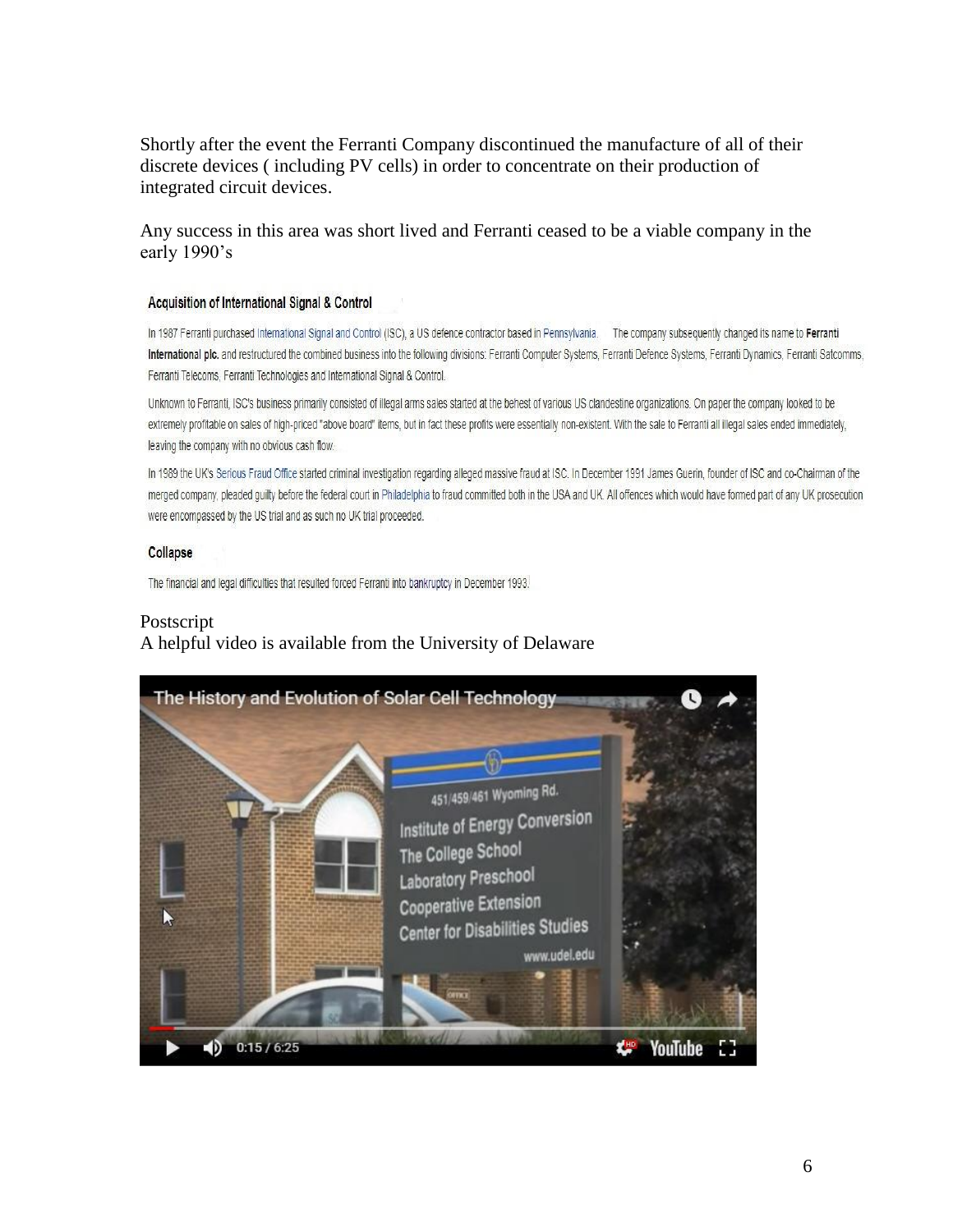Shortly after the event the Ferranti Company discontinued the manufacture of all of their discrete devices ( including PV cells) in order to concentrate on their production of integrated circuit devices.

Any success in this area was short lived and Ferranti ceased to be a viable company in the early 1990's

### Acquisition of International Signal & Control

In 1987 Ferranti purchased International Signal and Control (ISC), a US defence contractor based in Pennsylvania. The company subsequently changed its name to **Ferranti International plc.** and restructured the combined business into the following divisions: Ferranti Computer Systems, Ferranti Defence Systems, Ferranti Dynamics, Ferranti Satcomms, Ferranti Telecoms, Ferranti Technologies and International Signal & Control.

Unknown to Ferranti, ISC's business primarily consisted of illegal arms sales started at the behest of various US clandestine organizations. On paper the company looked to be extremely profitable on sales of high-priced "above board" items, but in fact these profits were essentially non-existent. With the sale to Ferranti all illegal sales ended immediately, leaving the company with no obvious cash flow.

In 1989 the UK's Serious Fraud Office started criminal investigation regarding alleged massive fraud at ISC. In December 1991 James Guerin, founder of ISC and co-Chairman of the merged company, pleaded guilty before the federal court in Philadelphia to fraud committed both in the USA and UK. All offences which would have formed part of any UK prosecution were encompassed by the US trial and as such no UK trial proceeded.

### Collapse

The financial and legal difficulties that resulted forced Ferranti into bankruptcy in December 1993.

Postscript

A helpful video is available from the University of Delaware

The History and Evolution of Solar Cell Technology